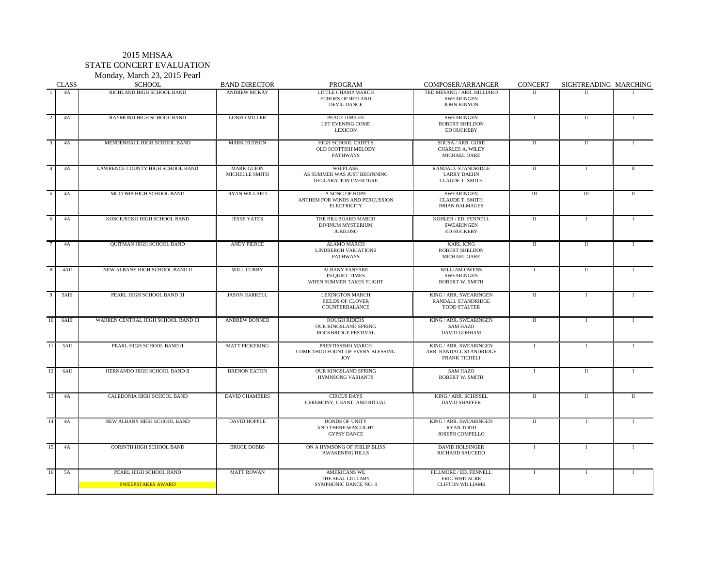2015 MHSAA
STATE CONCERT EVALUATION
Monday, March 23, 2015 Pearl

| | CLASS | SCHOOL | BAND DIRECTOR | PROGRAM | COMPOSER/ARRANGER | CONCERT | SIGHTREADING | MARCHING |
|---|---|---|---|---|---|---|---|---|
| 1 | 4A | RICHLAND HIGH SCHOOL BAND | ANDREW MCKAY | LITTLE CHAMP MARCH<br>ECHOES OF IRELAND<br>DEVIL DANCE | TED MESANG / ARR. HILLIARD<br>SWEARINGEN<br>JOHN KINYON | II | II | I |
| 2 | 4A | RAYMOND HIGH SCHOOL BAND | LONZO MILLER | PEACE JUBILEE<br>LET EVENING COME<br>LEXICON | SWEARINGEN<br>ROBERT SHELDON<br>ED HUCKEBY | I | II | I |
| 3 | 4A | MENDENHALL HIGH SCHOOL BAND | MARK HUDSON | HIGH SCHOOL CADETS<br>OLD SCOTTISH MELODY<br>PATHWAYS | SOUSA / ARR. GORE<br>CHARLES A. WILEY<br>MICHAEL OARE | II | II | I |
| 4 | 4A | LAWRENCE COUNTY HIGH SCHOOL BAND | MARK GUION<br>MICHELLE SMITH | WHIPLASH<br>AS SUMMER WAS JUST BEGINNING<br>DECLARATION OVERTURE | RANDALL STANDRIDGE<br>LARRY DAEHN<br>CLAUDE T. SMITH | II | I | II |
| 5 | 4A | MCCOMB HIGH SCHOOL BAND | RYAN WILLARD | A SONG OF HOPE<br>ANTHEM FOR WINDS AND PERCUSSION<br>ELECTRICITY | SWEARINGEN<br>CLAUDE T. SMITH<br>BRIAN BALMAGES | III | III | II |
| 6 | 4A | KOSCIUSCKO HIGH SCHOOL BAND | JESSE YATES | THE BILLBOARD MARCH<br>DIVINUM MYSTERIUM<br>JUBILOSO | KOHLER / ED. FENNELL<br>SWEARINGEN<br>ED HUCKEBY | II | I | I |
| 7 | 4A | QUITMAN HIGH SCHOOL BAND | ANDY PIERCE | ALAMO MARCH<br>LINDBERGH VARIATIONS<br>PATHWAYS | KARL KING<br>ROBERT SHELDON<br>MICHAEL OARE | II | II | I |
| 8 | 4AII | NEW ALBANY HIGH SCHOOL BAND II | WILL CURRY | ALBANY FANFARE<br>IN QUIET TIMES<br>WHEN SUMMER TAKES FLIGHT | WILLIAM OWENS<br>SWEARINGEN<br>ROBERT W. SMITH | I | II | I |
| 9 | 5AIII | PEARL HIGH SCHOOL BAND III | JASON HARRELL | LEXINGTON MARCH<br>FIELDS OF CLOVER<br>COUNTERBALANCE | KING / ARR. SWEARINGEN<br>RANDALL STANDRIDGE<br>TODD STALTER | II | I | I |
| 10 | 6AIII | WARREN CENTRAL HIGH SCHOOL BAND III | ANDREW BONNER | ROUGH RIDERS<br>OUR KINGSLAND SPRING<br>ROCKBRIDGE FESTIVAL | KING / ARR. SWEARINGEN<br>SAM HAZO<br>DAVID GORHAM | II | I | I |
| 11 | 5AII | PEARL HIGH SCHOOL BAND II | MATT PICKERING | PRESTISSIMO MARCH<br>COME THOU FOUNT OF EVERY BLESSING<br>JOY | KING / ARR. SWEARINGEN<br>ARR. RANDALL STANDRIDGE<br>FRANK TICHELI | I | I | I |
| 12 | 6AII | HERNANDO HIGH SCHOOL BAND II | BRENON EATON | OUR KINGSLAND SPRING<br>HYMNSONG VARIANTS | SAM HAZO<br>ROBERT W. SMITH | I | II | I |
| 13 | 4A | CALEDONIA HIGH SCHOOL BAND | DAVID CHAMBERS | CIRCUS DAYS<br>CEREMONY, CHANT, AND RITUAL | KING / ARR. SCHISSEL<br>DAVID SHAFFER | II | II | II |
| 14 | 4A | NEW ALBANY HIGH SCHOOL BAND | DAVID HOPPLE | BONDS OF UNITY<br>AND THERE WAS LIGHT<br>GYPSY DANCE | KING / ARR. SWEARINGEN<br>RYAN TODD<br>JOSEPH COMPELLO | II | I | I |
| 15 | 4A | CORINTH HIGH SCHOOL BAND | BRUCE DOBBS | ON A HYMSONG OF PHILIP BLISS<br>AWAKENING HILLS | DAVID HOLSINGER<br>RICHARD SAUCEDO | I | I | I |
| 16 | 5A | PEARL HIGH SCHOOL BAND<br>SWEEPSTAKES AWARD | MATT ROWAN | AMERICANS WE<br>THE SEAL LULLABY<br>SYMPHONIC DANCE NO. 3 | FILLMORE / ED. FENNELL<br>ERIC WHITACRE<br>CLIFTON WILLIAMS | I | I | I |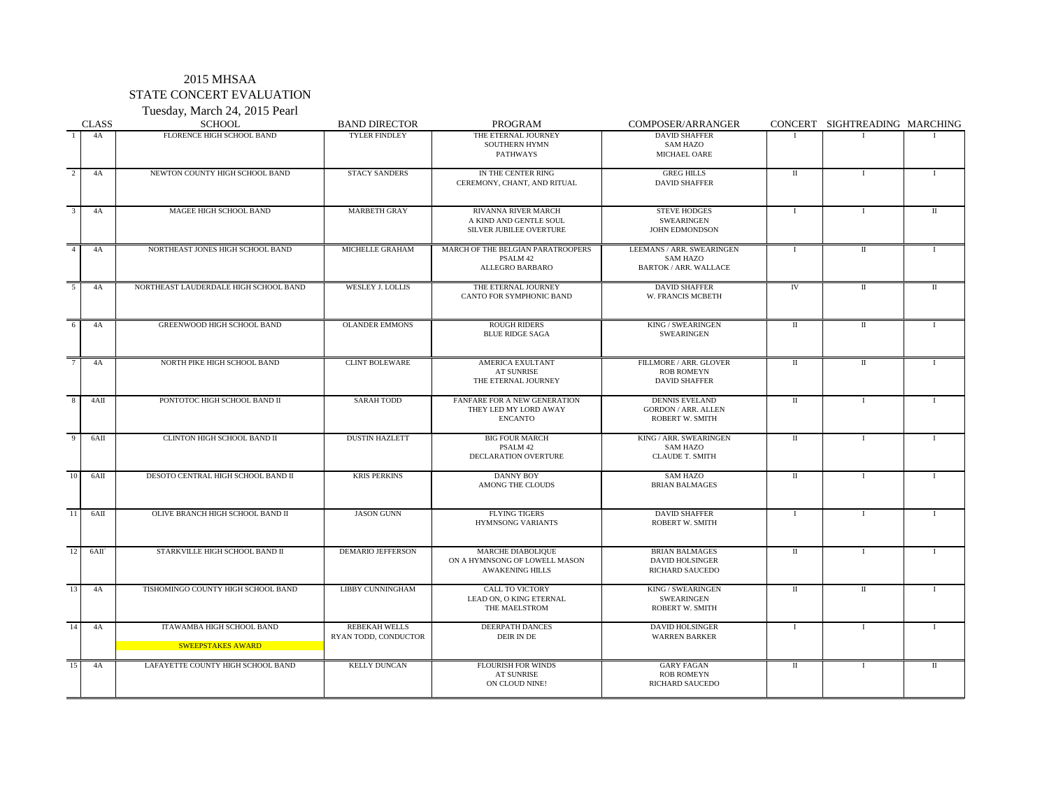# 2015 MHSAA

## STATE CONCERT EVALUATION

### Tuesday, March 24, 2015 Pearl

| | CLASS | SCHOOL | BAND DIRECTOR | PROGRAM | COMPOSER/ARRANGER | CONCERT | SIGHTREADING | MARCHING |
|---|---|---|---|---|---|---|---|---|
| 1 | 4A | FLORENCE HIGH SCHOOL BAND | TYLER FINDLEY | THE ETERNAL JOURNEY<br>SOUTHERN HYMN<br>PATHWAYS | DAVID SHAFFER<br>SAM HAZO<br>MICHAEL OARE | I | I | I |
| 2 | 4A | NEWTON COUNTY HIGH SCHOOL BAND | STACY SANDERS | IN THE CENTER RING<br>CEREMONY, CHANT, AND RITUAL | GREG HILLS<br>DAVID SHAFFER | II | I | I |
| 3 | 4A | MAGEE HIGH SCHOOL BAND | MARBETH GRAY | RIVANNA RIVER MARCH<br>A KIND AND GENTLE SOUL<br>SILVER JUBILEE OVERTURE | STEVE HODGES<br>SWEARINGEN<br>JOHN EDMONDSON | I | I | II |
| 4 | 4A | NORTHEAST JONES HIGH SCHOOL BAND | MICHELLE GRAHAM | MARCH OF THE BELGIAN PARATROOPERS<br>PSALM 42<br>ALLEGRO BARBARO | LEEMANS / ARR. SWEARINGEN<br>SAM HAZO<br>BARTOK / ARR. WALLACE | I | II | I |
| 5 | 4A | NORTHEAST LAUDERDALE HIGH SCHOOL BAND | WESLEY J. LOLLIS | THE ETERNAL JOURNEY<br>CANTO FOR SYMPHONIC BAND | DAVID SHAFFER<br>W. FRANCIS MCBETH | IV | II | II |
| 6 | 4A | GREENWOOD HIGH SCHOOL BAND | OLANDER EMMONS | ROUGH RIDERS<br>BLUE RIDGE SAGA | KING / SWEARINGEN<br>SWEARINGEN | II | II | I |
| 7 | 4A | NORTH PIKE HIGH SCHOOL BAND | CLINT BOLEWARE | AMERICA EXULTANT<br>AT SUNRISE<br>THE ETERNAL JOURNEY | FILLMORE / ARR. GLOVER<br>ROB ROMEYN<br>DAVID SHAFFER | II | II | I |
| 8 | 4AII | PONTOTOC HIGH SCHOOL BAND II | SARAH TODD | FANFARE FOR A NEW GENERATION<br>THEY LED MY LORD AWAY<br>ENCANTO | DENNIS EVELAND<br>GORDON / ARR. ALLEN<br>ROBERT W. SMITH | II | I | I |
| 9 | 6AII | CLINTON HIGH SCHOOL BAND II | DUSTIN HAZLETT | BIG FOUR MARCH<br>PSALM 42<br>DECLARATION OVERTURE | KING / ARR. SWEARINGEN<br>SAM HAZO<br>CLAUDE T. SMITH | II | I | I |
| 10 | 6AII | DESOTO CENTRAL HIGH SCHOOL BAND II | KRIS PERKINS | DANNY BOY<br>AMONG THE CLOUDS | SAM HAZO<br>BRIAN BALMAGES | II | I | I |
| 11 | 6AII | OLIVE BRANCH HIGH SCHOOL BAND II | JASON GUNN | FLYING TIGERS<br>HYMNSONG VARIANTS | DAVID SHAFFER<br>ROBERT W. SMITH | I | I | I |
| 12 | 6AII` | STARKVILLE HIGH SCHOOL BAND II | DEMARIO JEFFERSON | MARCHE DIABOLIQUE<br>ON A HYMNSONG OF LOWELL MASON<br>AWAKENING HILLS | BRIAN BALMAGES<br>DAVID HOLSINGER<br>RICHARD SAUCEDO | II | I | I |
| 13 | 4A | TISHOMINGO COUNTY HIGH SCHOOL BAND | LIBBY CUNNINGHAM | CALL TO VICTORY<br>LEAD ON, O KING ETERNAL<br>THE MAELSTROM | KING / SWEARINGEN<br>SWEARINGEN<br>ROBERT W. SMITH | II | II | I |
| 14 | 4A | ITAWAMBA HIGH SCHOOL BAND<br>SWEEPSTAKES AWARD | REBEKAH WELLS<br>RYAN TODD, CONDUCTOR | DEERPATH DANCES<br>DEIR IN DE | DAVID HOLSINGER<br>WARREN BARKER | I | I | I |
| 15 | 4A | LAFAYETTE COUNTY HIGH SCHOOL BAND | KELLY DUNCAN | FLOURISH FOR WINDS<br>AT SUNRISE<br>ON CLOUD NINE! | GARY FAGAN<br>ROB ROMEYN<br>RICHARD SAUCEDO | II | I | II |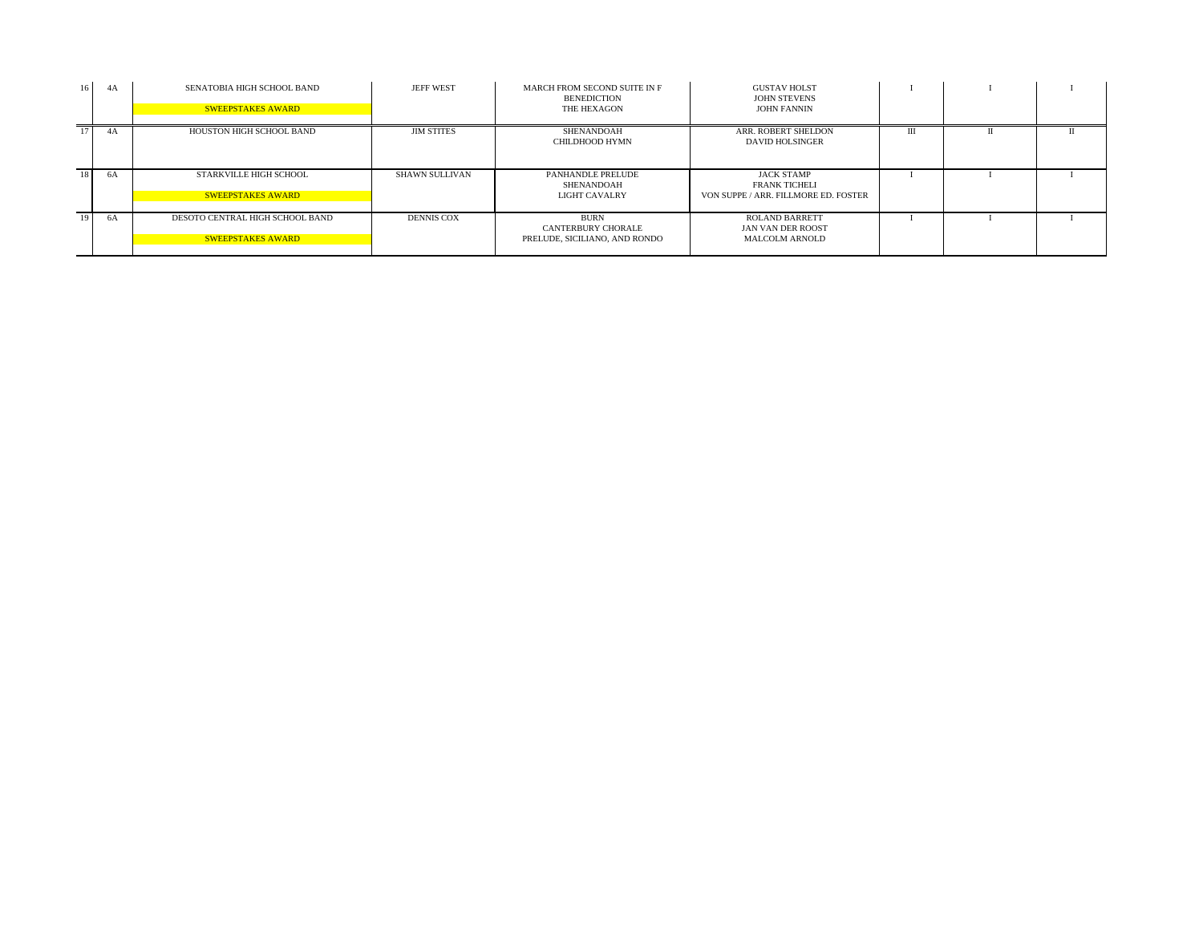| | | | | | | | | |
|---|---|---|---|---|---|---|---|---|
| 16 | 4A | SENATOBIA HIGH SCHOOL BAND<br>SWEEPSTAKES AWARD | JEFF WEST | MARCH FROM SECOND SUITE IN F<br>BENEDICTION<br>THE HEXAGON | GUSTAV HOLST<br>JOHN STEVENS<br>JOHN FANNIN | I | I | I |
| 17 | 4A | HOUSTON HIGH SCHOOL BAND | JIM STITES | SHENANDOAH<br>CHILDHOOD HYMN | ARR. ROBERT SHELDON<br>DAVID HOLSINGER | III | II | II |
| 18 | 6A | STARKVILLE HIGH SCHOOL<br>SWEEPSTAKES AWARD | SHAWN SULLIVAN | PANHANDLE PRELUDE<br>SHENANDOAH<br>LIGHT CAVALRY | JACK STAMP<br>FRANK TICHELI<br>VON SUPPE / ARR. FILLMORE ED. FOSTER | I | I | I |
| 19 | 6A | DESOTO CENTRAL HIGH SCHOOL BAND<br>SWEEPSTAKES AWARD | DENNIS COX | BURN<br>CANTERBURY CHORALE<br>PRELUDE, SICILIANO, AND RONDO | ROLAND BARRETT<br>JAN VAN DER ROOST<br>MALCOLM ARNOLD | I | I | I |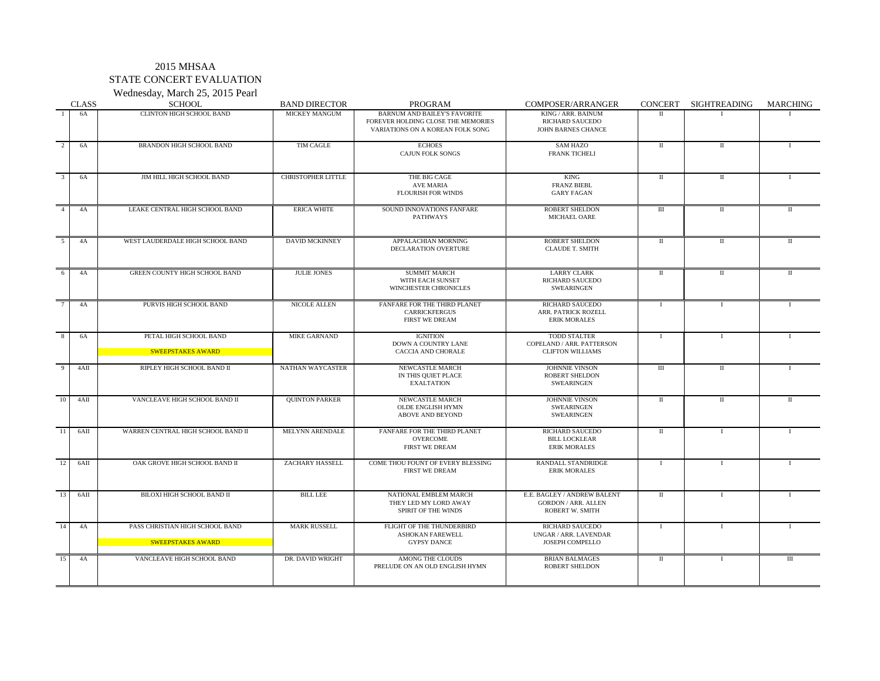# 2015 MHSAA

## STATE CONCERT EVALUATION

Wednesday, March 25, 2015 Pearl

| | CLASS | SCHOOL | BAND DIRECTOR | PROGRAM | COMPOSER/ARRANGER | CONCERT | SIGHTREADING | MARCHING |
|---|---|---|---|---|---|---|---|---|
| 1 | 6A | CLINTON HIGH SCHOOL BAND | MICKEY MANGUM | BARNUM AND BAILEY'S FAVORITE<br>FOREVER HOLDING CLOSE THE MEMORIES<br>VARIATIONS ON A KOREAN FOLK SONG | KING / ARR. BAINUM<br>RICHARD SAUCEDO<br>JOHN BARNES CHANCE | II | I | I |
| 2 | 6A | BRANDON HIGH SCHOOL BAND | TIM CAGLE | ECHOES<br>CAJUN FOLK SONGS | SAM HAZO<br>FRANK TICHELI | II | II | I |
| 3 | 6A | JIM HILL HIGH SCHOOL BAND | CHRISTOPHER LITTLE | THE BIG CAGE<br>AVE MARIA<br>FLOURISH FOR WINDS | KING<br>FRANZ BIEBL<br>GARY FAGAN | II | II | I |
| 4 | 4A | LEAKE CENTRAL HIGH SCHOOL BAND | ERICA WHITE | SOUND INNOVATIONS FANFARE<br>PATHWAYS | ROBERT SHELDON<br>MICHAEL OARE | III | II | II |
| 5 | 4A | WEST LAUDERDALE HIGH SCHOOL BAND | DAVID MCKINNEY | APPALACHIAN MORNING<br>DECLARATION OVERTURE | ROBERT SHELDON<br>CLAUDE T. SMITH | II | II | II |
| 6 | 4A | GREEN COUNTY HIGH SCHOOL BAND | JULIE JONES | SUMMIT MARCH<br>WITH EACH SUNSET<br>WINCHESTER CHRONICLES | LARRY CLARK<br>RICHARD SAUCEDO<br>SWEARINGEN | II | II | II |
| 7 | 4A | PURVIS HIGH SCHOOL BAND | NICOLE ALLEN | FANFARE FOR THE THIRD PLANET<br>CARRICKFERGUS<br>FIRST WE DREAM | RICHARD SAUCEDO<br>ARR. PATRICK ROZELL<br>ERIK MORALES | I | I | I |
| 8 | 6A | PETAL HIGH SCHOOL BAND<br>SWEEPSTAKES AWARD | MIKE GARNAND | IGNITION<br>DOWN A COUNTRY LANE<br>CACCIA AND CHORALE | TODD STALTER<br>COPELAND / ARR. PATTERSON<br>CLIFTON WILLIAMS | I | I | I |
| 9 | 4AII | RIPLEY HIGH SCHOOL BAND II | NATHAN WAYCASTER | NEWCASTLE MARCH<br>IN THIS QUIET PLACE<br>EXALTATION | JOHNNIE VINSON<br>ROBERT SHELDON<br>SWEARINGEN | III | II | I |
| 10 | 4AII | VANCLEAVE HIGH SCHOOL BAND II | QUINTON PARKER | NEWCASTLE MARCH<br>OLDE ENGLISH HYMN<br>ABOVE AND BEYOND | JOHNNIE VINSON<br>SWEARINGEN<br>SWEARINGEN | II | II | II |
| 11 | 6AII | WARREN CENTRAL HIGH SCHOOL BAND II | MELYNN ARENDALE | FANFARE FOR THE THIRD PLANET<br>OVERCOME<br>FIRST WE DREAM | RICHARD SAUCEDO<br>BILL LOCKLEAR<br>ERIK MORALES | II | I | I |
| 12 | 6AII | OAK GROVE HIGH SCHOOL BAND II | ZACHARY HASSELL | COME THOU FOUNT OF EVERY BLESSING<br>FIRST WE DREAM | RANDALL STANDRIDGE<br>ERIK MORALES | I | I | I |
| 13 | 6AII | BILOXI HIGH SCHOOL BAND II | BILL LEE | NATIONAL EMBLEM MARCH<br>THEY LED MY LORD AWAY<br>SPIRIT OF THE WINDS | E.E. BAGLEY / ANDREW BALENT<br>GORDON / ARR. ALLEN<br>ROBERT W. SMITH | II | I | I |
| 14 | 4A | PASS CHRISTIAN HIGH SCHOOL BAND<br>SWEEPSTAKES AWARD | MARK RUSSELL | FLIGHT OF THE THUNDERBIRD<br>ASHOKAN FAREWELL<br>GYPSY DANCE | RICHARD SAUCEDO<br>UNGAR / ARR. LAVENDAR<br>JOSEPH COMPELLO | I | I | I |
| 15 | 4A | VANCLEAVE HIGH SCHOOL BAND | DR. DAVID WRIGHT | AMONG THE CLOUDS<br>PRELUDE ON AN OLD ENGLISH HYMN | BRIAN BALMAGES<br>ROBERT SHELDON | II | I | III |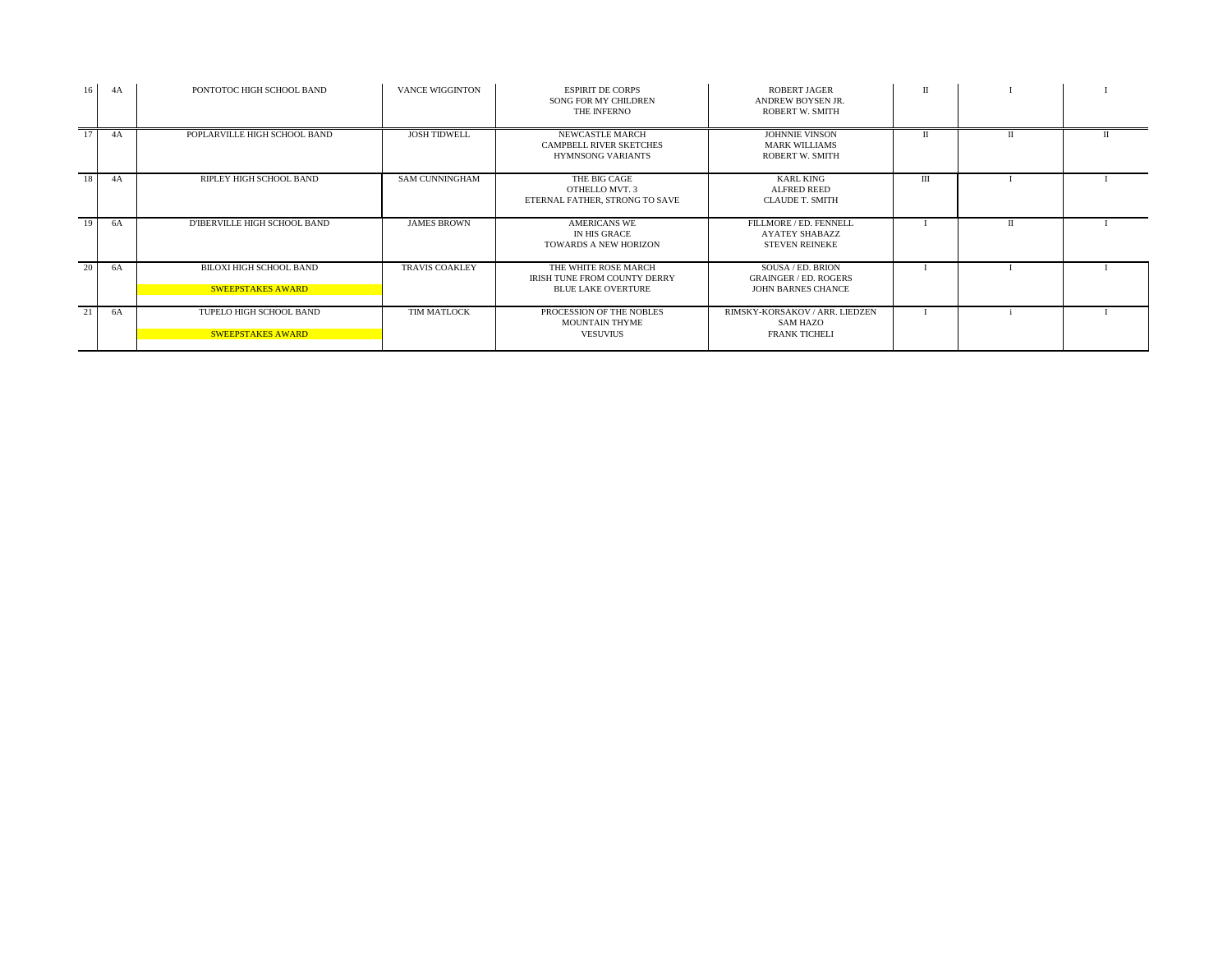| | | | | | | | | |
|---|---|---|---|---|---|---|---|---|
| 16 | 4A | PONTOTOC HIGH SCHOOL BAND | VANCE WIGGINTON | ESPIRIT DE CORPS<br>SONG FOR MY CHILDREN<br>THE INFERNO | ROBERT JAGER<br>ANDREW BOYSEN JR.<br>ROBERT W. SMITH | II | I | I |
| 17 | 4A | POPLARVILLE HIGH SCHOOL BAND | JOSH TIDWELL | NEWCASTLE MARCH<br>CAMPBELL RIVER SKETCHES<br>HYMNSONG VARIANTS | JOHNNIE VINSON<br>MARK WILLIAMS<br>ROBERT W. SMITH | II | II | II |
| 18 | 4A | RIPLEY HIGH SCHOOL BAND | SAM CUNNINGHAM | THE BIG CAGE<br>OTHELLO MVT. 3<br>ETERNAL FATHER, STRONG TO SAVE | KARL KING<br>ALFRED REED<br>CLAUDE T. SMITH | III | I | I |
| 19 | 6A | D'IBERVILLE HIGH SCHOOL BAND | JAMES BROWN | AMERICANS WE<br>IN HIS GRACE<br>TOWARDS A NEW HORIZON | FILLMORE / ED. FENNELL<br>AYATEY SHABAZZ<br>STEVEN REINEKE | I | II | I |
| 20 | 6A | BILOXI HIGH SCHOOL BAND<br>SWEEPSTAKES AWARD | TRAVIS COAKLEY | THE WHITE ROSE MARCH<br>IRISH TUNE FROM COUNTY DERRY<br>BLUE LAKE OVERTURE | SOUSA / ED. BRION<br>GRAINGER / ED. ROGERS<br>JOHN BARNES CHANCE | I | I | I |
| 21 | 6A | TUPELO HIGH SCHOOL BAND<br>SWEEPSTAKES AWARD | TIM MATLOCK | PROCESSION OF THE NOBLES<br>MOUNTAIN THYME<br>VESUVIUS | RIMSKY-KORSAKOV / ARR. LIEDZEN<br>SAM HAZO<br>FRANK TICHELI | I | i | I |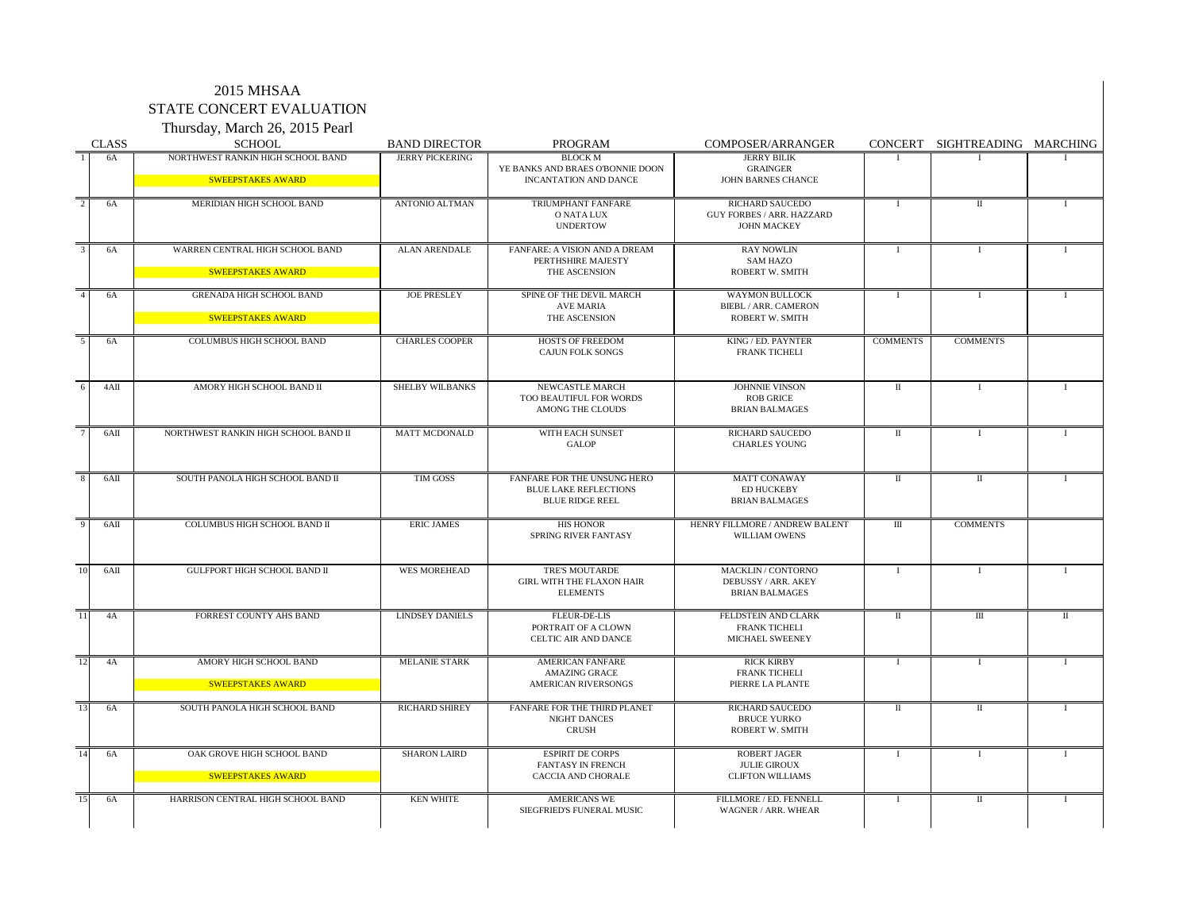# 2015 MHSAA

## STATE CONCERT EVALUATION

Thursday, March 26, 2015 Pearl

| | CLASS | SCHOOL | BAND DIRECTOR | PROGRAM | COMPOSER/ARRANGER | CONCERT | SIGHTREADING | MARCHING |
|---|---|---|---|---|---|---|---|---|
| 1 | 6A | NORTHWEST RANKIN HIGH SCHOOL BAND<br>SWEEPSTAKES AWARD | JERRY PICKERING | BLOCK M<br>YE BANKS AND BRAES O'BONNIE DOON<br>INCANTATION AND DANCE | JERRY BILIK<br>GRAINGER<br>JOHN BARNES CHANCE | I | I | I |
| 2 | 6A | MERIDIAN HIGH SCHOOL BAND | ANTONIO ALTMAN | TRIUMPHANT FANFARE<br>O NATA LUX<br>UNDERTOW | RICHARD SAUCEDO<br>GUY FORBES / ARR. HAZZARD<br>JOHN MACKEY | I | II | I |
| 3 | 6A | WARREN CENTRAL HIGH SCHOOL BAND<br>SWEEPSTAKES AWARD | ALAN ARENDALE | FANFARE: A VISION AND A DREAM<br>PERTHSHIRE MAJESTY<br>THE ASCENSION | RAY NOWLIN<br>SAM HAZO<br>ROBERT W. SMITH | I | I | I |
| 4 | 6A | GRENADA HIGH SCHOOL BAND<br>SWEEPSTAKES AWARD | JOE PRESLEY | SPINE OF THE DEVIL MARCH<br>AVE MARIA<br>THE ASCENSION | WAYMON BULLOCK<br>BIEBL / ARR. CAMERON<br>ROBERT W. SMITH | I | I | I |
| 5 | 6A | COLUMBUS HIGH SCHOOL BAND | CHARLES COOPER | HOSTS OF FREEDOM<br>CAJUN FOLK SONGS | KING / ED. PAYNTER<br>FRANK TICHELI | COMMENTS | COMMENTS | |
| 6 | 4AII | AMORY HIGH SCHOOL BAND II | SHELBY WILBANKS | NEWCASTLE MARCH<br>TOO BEAUTIFUL FOR WORDS<br>AMONG THE CLOUDS | JOHNNIE VINSON<br>ROB GRICE<br>BRIAN BALMAGES | II | I | I |
| 7 | 6AII | NORTHWEST RANKIN HIGH SCHOOL BAND II | MATT MCDONALD | WITH EACH SUNSET<br>GALOP | RICHARD SAUCEDO<br>CHARLES YOUNG | II | I | I |
| 8 | 6AII | SOUTH PANOLA HIGH SCHOOL BAND II | TIM GOSS | FANFARE FOR THE UNSUNG HERO<br>BLUE LAKE REFLECTIONS<br>BLUE RIDGE REEL | MATT CONAWAY<br>ED HUCKEBY<br>BRIAN BALMAGES | II | II | I |
| 9 | 6AII | COLUMBUS HIGH SCHOOL BAND II | ERIC JAMES | HIS HONOR<br>SPRING RIVER FANTASY | HENRY FILLMORE / ANDREW BALENT<br>WILLIAM OWENS | III | COMMENTS | |
| 10 | 6AII | GULFPORT HIGH SCHOOL BAND II | WES MOREHEAD | TRE'S MOUTARDE<br>GIRL WITH THE FLAXON HAIR<br>ELEMENTS | MACKLIN / CONTORNO<br>DEBUSSY / ARR. AKEY<br>BRIAN BALMAGES | I | I | I |
| 11 | 4A | FORREST COUNTY AHS BAND | LINDSEY DANIELS | FLEUR-DE-LIS<br>PORTRAIT OF A CLOWN<br>CELTIC AIR AND DANCE | FELDSTEIN AND CLARK<br>FRANK TICHELI<br>MICHAEL SWEENEY | II | III | II |
| 12 | 4A | AMORY HIGH SCHOOL BAND<br>SWEEPSTAKES AWARD | MELANIE STARK | AMERICAN FANFARE<br>AMAZING GRACE<br>AMERICAN RIVERSONGS | RICK KIRBY<br>FRANK TICHELI<br>PIERRE LA PLANTE | I | I | I |
| 13 | 6A | SOUTH PANOLA HIGH SCHOOL BAND | RICHARD SHIREY | FANFARE FOR THE THIRD PLANET<br>NIGHT DANCES<br>CRUSH | RICHARD SAUCEDO<br>BRUCE YURKO<br>ROBERT W. SMITH | II | II | I |
| 14 | 6A | OAK GROVE HIGH SCHOOL BAND<br>SWEEPSTAKES AWARD | SHARON LAIRD | ESPIRIT DE CORPS<br>FANTASY IN FRENCH<br>CACCIA AND CHORALE | ROBERT JAGER<br>JULIE GIROUX<br>CLIFTON WILLIAMS | I | I | I |
| 15 | 6A | HARRISON CENTRAL HIGH SCHOOL BAND | KEN WHITE | AMERICANS WE<br>SIEGFRIED'S FUNERAL MUSIC | FILLMORE / ED. FENNELL<br>WAGNER / ARR. WHEAR | I | II | I |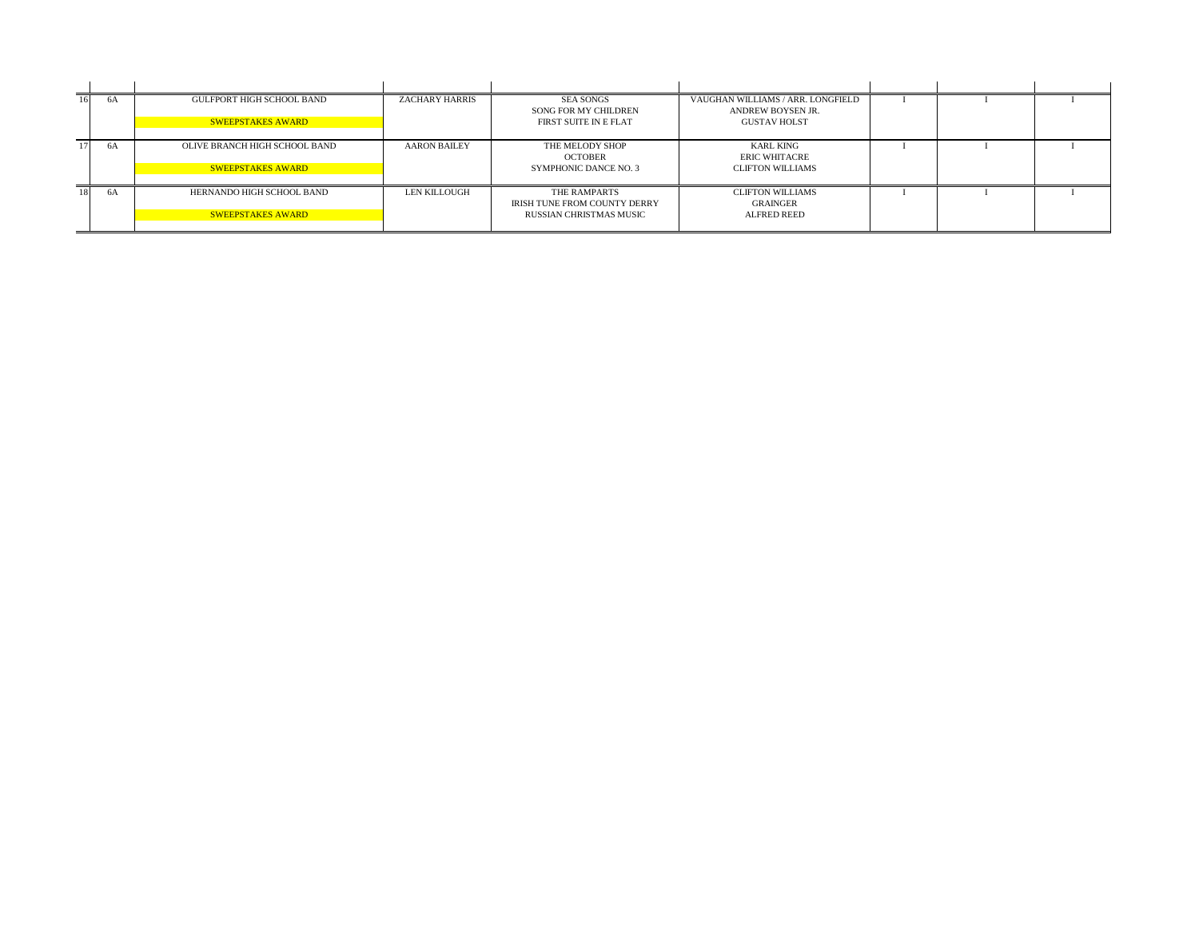| | | | | | | | | |
|---|---|---|---|---|---|---|---|---|
| 16 | 6A | GULFPORT HIGH SCHOOL BAND<br>SWEEPSTAKES AWARD | ZACHARY HARRIS | SEA SONGS<br>SONG FOR MY CHILDREN<br>FIRST SUITE IN E FLAT | VAUGHAN WILLIAMS / ARR. LONGFIELD<br>ANDREW BOYSEN JR.<br>GUSTAV HOLST | I | I | I |
| 17 | 6A | OLIVE BRANCH HIGH SCHOOL BAND<br>SWEEPSTAKES AWARD | AARON BAILEY | THE MELODY SHOP<br>OCTOBER<br>SYMPHONIC DANCE NO. 3 | KARL KING<br>ERIC WHITACRE<br>CLIFTON WILLIAMS | I | I | I |
| 18 | 6A | HERNANDO HIGH SCHOOL BAND<br>SWEEPSTAKES AWARD | LEN KILLOUGH | THE RAMPARTS<br>IRISH TUNE FROM COUNTY DERRY<br>RUSSIAN CHRISTMAS MUSIC | CLIFTON WILLIAMS<br>GRAINGER<br>ALFRED REED | I | I | I |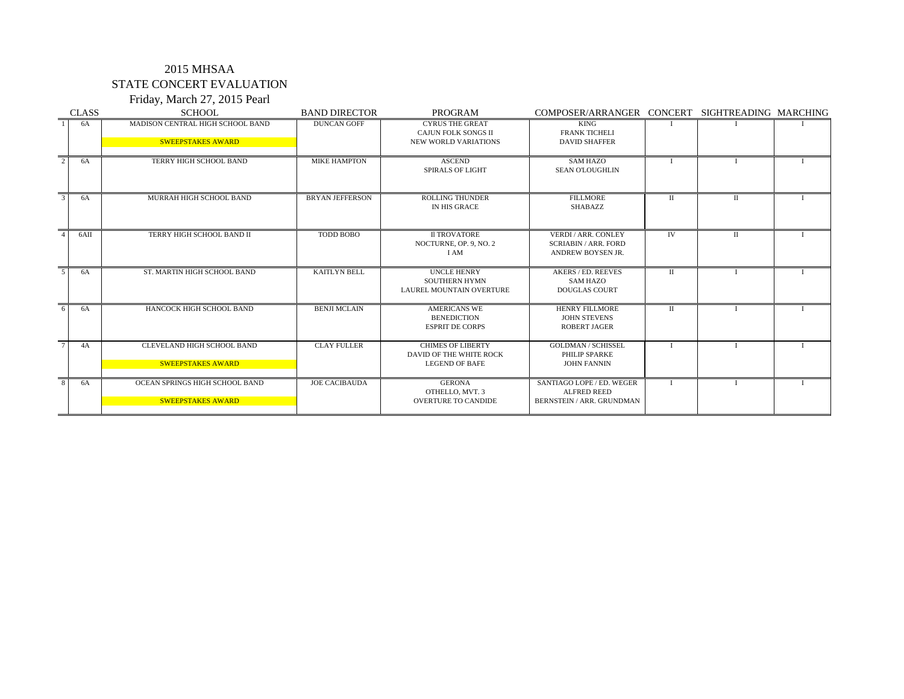2015 MHSAA

STATE CONCERT EVALUATION

Friday, March 27, 2015 Pearl

| | CLASS | SCHOOL | BAND DIRECTOR | PROGRAM | COMPOSER/ARRANGER | CONCERT | SIGHTREADING | MARCHING |
|---|---|---|---|---|---|---|---|---|
| 1 | 6A | MADISON CENTRAL HIGH SCHOOL BAND<br>SWEEPSTAKES AWARD | DUNCAN GOFF | CYRUS THE GREAT<br>CAJUN FOLK SONGS II<br>NEW WORLD VARIATIONS | KING<br>FRANK TICHELI<br>DAVID SHAFFER | I | I | I |
| 2 | 6A | TERRY HIGH SCHOOL BAND | MIKE HAMPTON | ASCEND<br>SPIRALS OF LIGHT | SAM HAZO<br>SEAN O'LOUGHLIN | I | I | I |
| 3 | 6A | MURRAH HIGH SCHOOL BAND | BRYAN JEFFERSON | ROLLING THUNDER<br>IN HIS GRACE | FILLMORE<br>SHABAZZ | II | II | I |
| 4 | 6AII | TERRY HIGH SCHOOL BAND II | TODD BOBO | Il TROVATORE<br>NOCTURNE, OP. 9, NO. 2<br>I AM | VERDI / ARR. CONLEY<br>SCRIABIN / ARR. FORD<br>ANDREW BOYSEN JR. | IV | II | I |
| 5 | 6A | ST. MARTIN HIGH SCHOOL BAND | KAITLYN BELL | UNCLE HENRY<br>SOUTHERN HYMN<br>LAUREL MOUNTAIN OVERTURE | AKERS / ED. REEVES<br>SAM HAZO<br>DOUGLAS COURT | II | I | I |
| 6 | 6A | HANCOCK HIGH SCHOOL BAND | BENJI MCLAIN | AMERICANS WE<br>BENEDICTION<br>ESPRIT DE CORPS | HENRY FILLMORE<br>JOHN STEVENS<br>ROBERT JAGER | II | I | I |
| 7 | 4A | CLEVELAND HIGH SCHOOL BAND<br>SWEEPSTAKES AWARD | CLAY FULLER | CHIMES OF LIBERTY<br>DAVID OF THE WHITE ROCK<br>LEGEND OF BAFE | GOLDMAN / SCHISSEL<br>PHILIP SPARKE<br>JOHN FANNIN | I | I | I |
| 8 | 6A | OCEAN SPRINGS HIGH SCHOOL BAND<br>SWEEPSTAKES AWARD | JOE CACIBAUDA | GERONA<br>OTHELLO, MVT. 3<br>OVERTURE TO CANDIDE | SANTIAGO LOPE / ED. WEGER<br>ALFRED REED<br>BERNSTEIN / ARR. GRUNDMAN | I | I | I |